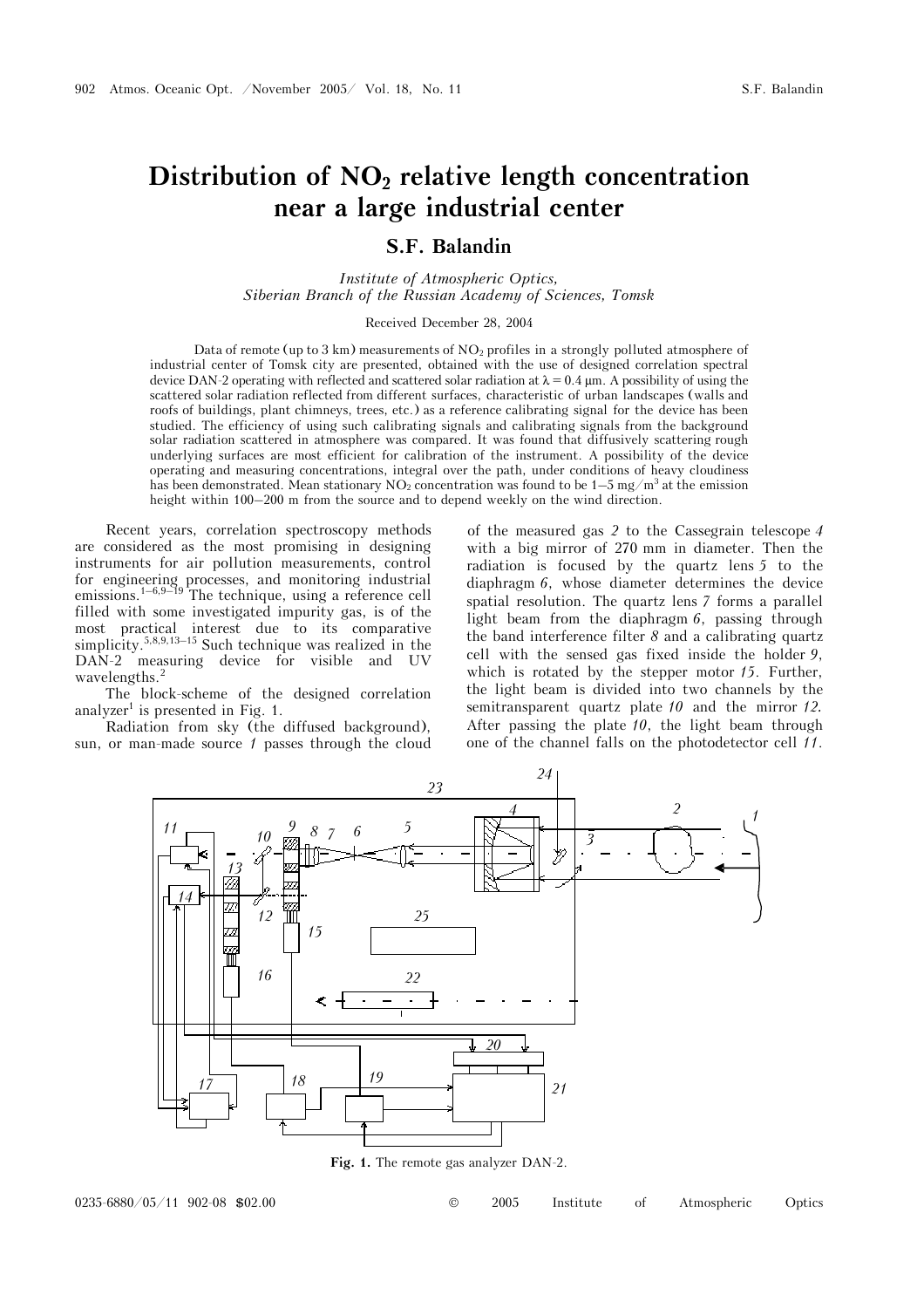# Distribution of $NO_2$ relative length concentration near a large industrial center

## S.F. Balandin

*Institute of Atmospheric Optics, Siberian Branch of the Russian Academy of Sciences, Tomsk*

Received December 28, 2004

Data of remote (up to 3 km) measurements of $NO_2$ profiles in a strongly polluted atmosphere of industrial center of Tomsk city are presented, obtained with the use of designed correlation spectral device DAN-2 operating with reflected and scattered solar radiation at $\lambda = 0.4$ μm. A possibility of using the scattered solar radiation reflected from different surfaces, characteristic of urban landscapes (walls and roofs of buildings, plant chimneys, trees, etc.) as a reference calibrating signal for the device has been studied. The efficiency of using such calibrating signals and calibrating signals from the background solar radiation scattered in atmosphere was compared. It was found that diffusively scattering rough underlying surfaces are most efficient for calibration of the instrument. A possibility of the device operating and measuring concentrations, integral over the path, under conditions of heavy cloudiness has been demonstrated. Mean stationary $NO_2$ concentration was found to be 1–5 mg/m$^3$ at the emission height within 100–200 m from the source and to depend weekly on the wind direction.

Recent years, correlation spectroscopy methods are considered as the most promising in designing instruments for air pollution measurements, control for engineering processes, and monitoring industrial emissions.[1–6,9–19] The technique, using a reference cell filled with some investigated impurity gas, is of the most practical interest due to its comparative simplicity.[5,8,9,13–15] Such technique was realized in the DAN-2 measuring device for visible and UV wavelengths.[2]

The block-scheme of the designed correlation analyzer[1] is presented in Fig. 1.

Radiation from sky (the diffused background), sun, or man-made source *1* passes through the cloud of the measured gas *2* to the Cassegrain telescope *4* with a big mirror of 270 mm in diameter. Then the radiation is focused by the quartz lens *5* to the diaphragm *6*, whose diameter determines the device spatial resolution. The quartz lens *7* forms a parallel light beam from the diaphragm *6*, passing through the band interference filter *8* and a calibrating quartz cell with the sensed gas fixed inside the holder *9*, which is rotated by the stepper motor *15*. Further, the light beam is divided into two channels by the semitransparent quartz plate *10* and the mirror *12*. After passing the plate *10*, the light beam through one of the channel falls on the photodetector cell *11*.

**Fig. 1.** The remote gas analyzer DAN-2.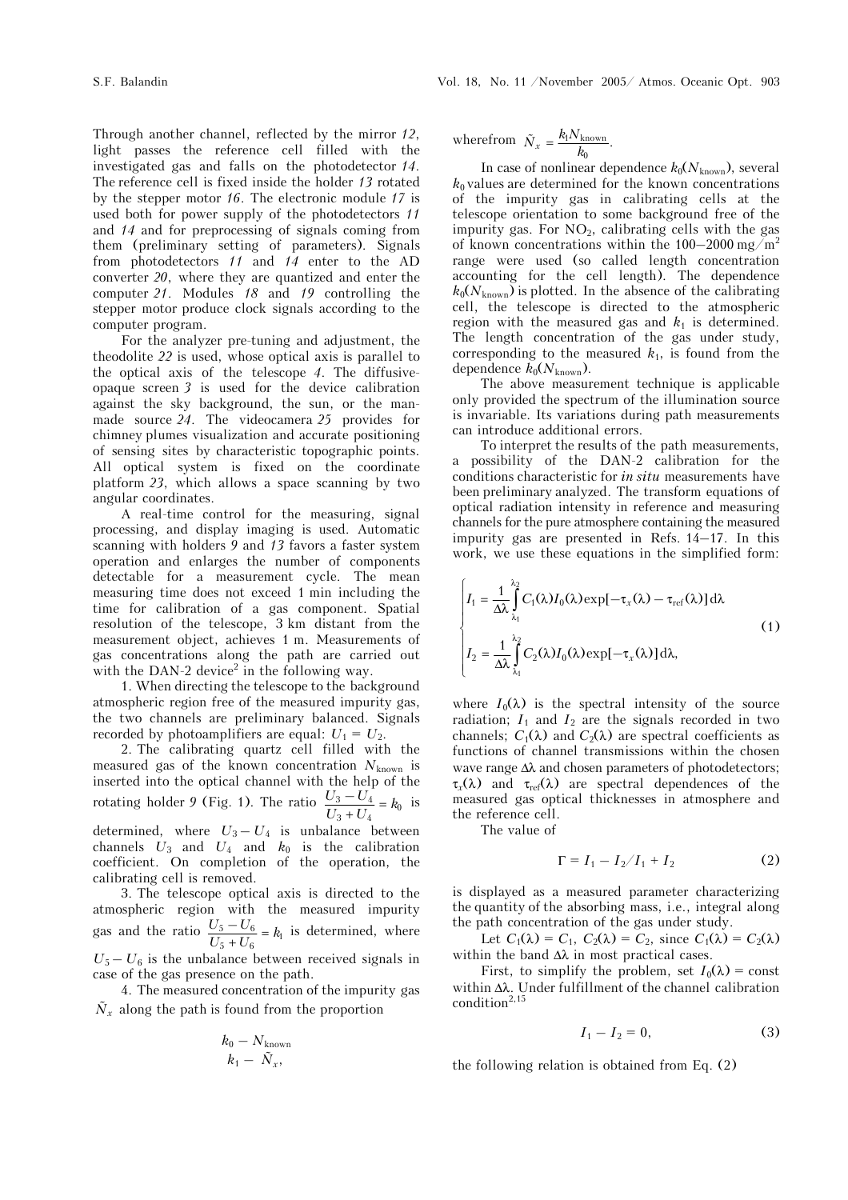Through another channel, reflected by the mirror *12*, light passes the reference cell filled with the investigated gas and falls on the photodetector *14*. The reference cell is fixed inside the holder *13* rotated by the stepper motor *16*. The electronic module *17* is used both for power supply of the photodetectors *11* and *14* and for preprocessing of signals coming from them (preliminary setting of parameters). Signals from photodetectors *11* and *14* enter to the AD converter *20*, where they are quantized and enter the computer *21*. Modules *18* and *19* controlling the stepper motor produce clock signals according to the computer program.

For the analyzer pre-tuning and adjustment, the theodolite *22* is used, whose optical axis is parallel to the optical axis of the telescope *4*. The diffusive-opaque screen *3* is used for the device calibration against the sky background, the sun, or the man-made source *24*. The videocamera *25* provides for chimney plumes visualization and accurate positioning of sensing sites by characteristic topographic points. All optical system is fixed on the coordinate platform *23*, which allows a space scanning by two angular coordinates.

A real-time control for the measuring, signal processing, and display imaging is used. Automatic scanning with holders *9* and *13* favors a faster system operation and enlarges the number of components detectable for a measurement cycle. The mean measuring time does not exceed 1 min including the time for calibration of a gas component. Spatial resolution of the telescope, 3 km distant from the measurement object, achieves 1 m. Measurements of gas concentrations along the path are carried out with the DAN-2 device[2] in the following way.

1. When directing the telescope to the background atmospheric region free of the measured impurity gas, the two channels are preliminary balanced. Signals recorded by photoamplifiers are equal: $U_1 = U_2$.

2. The calibrating quartz cell filled with the measured gas of the known concentration $N_{\text{known}}$ is inserted into the optical channel with the help of the rotating holder *9* (Fig. 1). The ratio $\dfrac{U_3 - U_4}{U_3 + U_4} = k_0$ is determined, where $U_3 - U_4$ is unbalance between channels $U_3$ and $U_4$ and $k_0$ is the calibration coefficient. On completion of the operation, the calibrating cell is removed.

3. The telescope optical axis is directed to the atmospheric region with the measured impurity gas and the ratio $\dfrac{U_5 - U_6}{U_5 + U_6} = k_1$ is determined, where $U_5 - U_6$ is the unbalance between received signals in case of the gas presence on the path.

4. The measured concentration of the impurity gas $\tilde{N}_x$ along the path is found from the proportion

$$\begin{matrix} k_0 - N_{\text{known}} \\ k_1 - \tilde{N}_x, \end{matrix}$$

wherefrom $\tilde{N}_x = \dfrac{k_1 N_{\text{known}}}{k_0}$.

In case of nonlinear dependence $k_0(N_{\text{known}})$, several $k_0$ values are determined for the known concentrations of the impurity gas in calibrating cells at the telescope orientation to some background free of the impurity gas. For $NO_2$, calibrating cells with the gas of known concentrations within the 100–2000 mg/m$^2$ range were used (so called length concentration accounting for the cell length). The dependence $k_0(N_{\text{known}})$ is plotted. In the absence of the calibrating cell, the telescope is directed to the atmospheric region with the measured gas and $k_1$ is determined. The length concentration of the gas under study, corresponding to the measured $k_1$, is found from the dependence $k_0(N_{\text{known}})$.

The above measurement technique is applicable only provided the spectrum of the illumination source is invariable. Its variations during path measurements can introduce additional errors.

To interpret the results of the path measurements, a possibility of the DAN-2 calibration for the conditions characteristic for *in situ* measurements have been preliminary analyzed. The transform equations of optical radiation intensity in reference and measuring channels for the pure atmosphere containing the measured impurity gas are presented in Refs. 14–17. In this work, we use these equations in the simplified form:

$$\begin{cases} I_1 = \dfrac{1}{\Delta\lambda} \displaystyle\int_{\lambda_1}^{\lambda_2} C_1(\lambda) I_0(\lambda) \exp[-\tau_x(\lambda) - \tau_{\text{ref}}(\lambda)]\, \mathrm{d}\lambda \\ I_2 = \dfrac{1}{\Delta\lambda} \displaystyle\int_{\lambda_1}^{\lambda_2} C_2(\lambda) I_0(\lambda) \exp[-\tau_x(\lambda)]\, \mathrm{d}\lambda, \end{cases} \quad (1)$$

where $I_0(\lambda)$ is the spectral intensity of the source radiation; $I_1$ and $I_2$ are the signals recorded in two channels; $C_1(\lambda)$ and $C_2(\lambda)$ are spectral coefficients as functions of channel transmissions within the chosen wave range $\Delta\lambda$ and chosen parameters of photodetectors; $\tau_x(\lambda)$ and $\tau_{\text{ref}}(\lambda)$ are spectral dependences of the measured gas optical thicknesses in atmosphere and the reference cell.

The value of

$$\Gamma = I_1 - I_2 / I_1 + I_2 \quad (2)$$

is displayed as a measured parameter characterizing the quantity of the absorbing mass, i.e., integral along the path concentration of the gas under study.

Let $C_1(\lambda) = C_1$, $C_2(\lambda) = C_2$, since $C_1(\lambda) = C_2(\lambda)$ within the band $\Delta\lambda$ in most practical cases.

First, to simplify the problem, set $I_0(\lambda) = \text{const}$ within $\Delta\lambda$. Under fulfillment of the channel calibration condition[2,15]

$$I_1 - I_2 = 0, \quad (3)$$

the following relation is obtained from Eq. (2)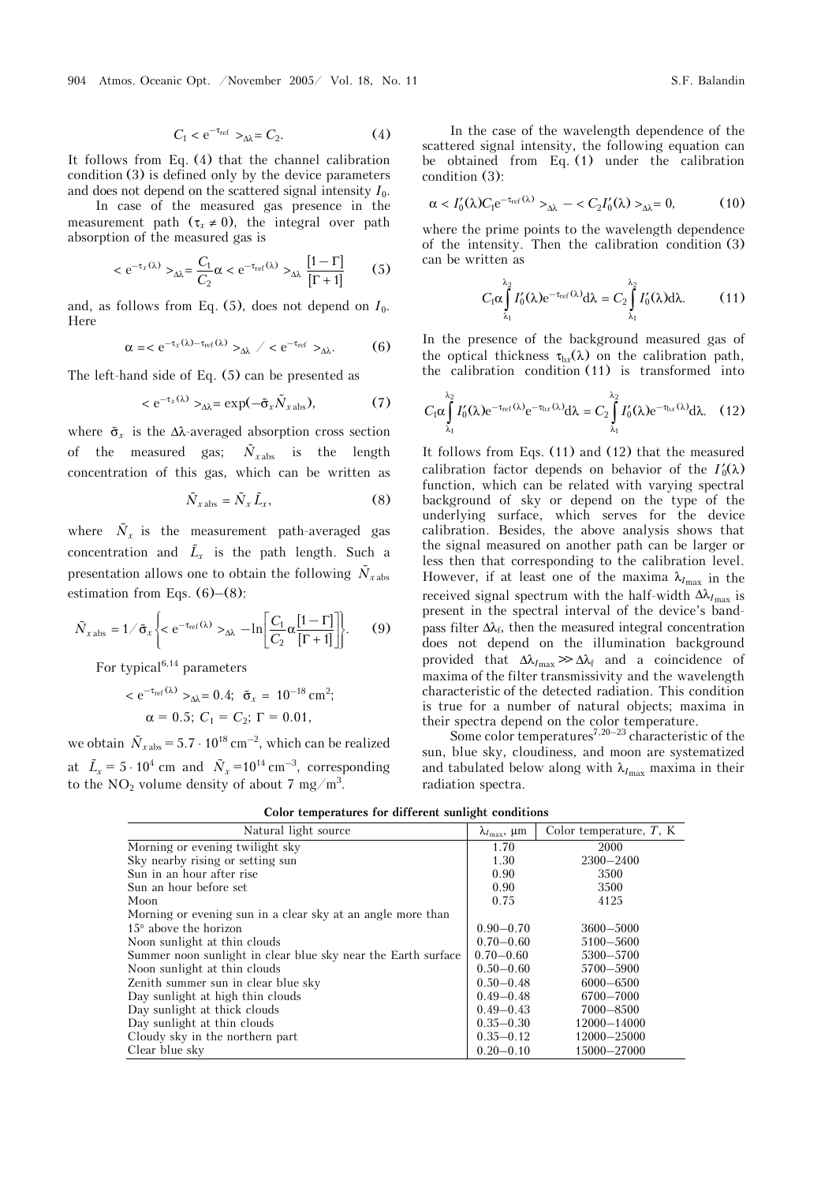$$C_1 < e^{-\tau_{\text{ref}}} >_{\Delta\lambda} = C_2. \qquad (4)$$

It follows from Eq. (4) that the channel calibration condition (3) is defined only by the device parameters and does not depend on the scattered signal intensity $I_0$.

In case of the measured gas presence in the measurement path ($\tau_x \neq 0$), the integral over path absorption of the measured gas is

$$< e^{-\tau_x(\lambda)} >_{\Delta\lambda} = \frac{C_1}{C_2}\alpha < e^{-\tau_{\text{ref}}(\lambda)} >_{\Delta\lambda} \frac{[1-\Gamma]}{[\Gamma+1]} \qquad (5)$$

and, as follows from Eq. (5), does not depend on $I_0$. Here

$$\alpha = < e^{-\tau_x(\lambda)-\tau_{\text{ref}}(\lambda)} >_{\Delta\lambda} / < e^{-\tau_{\text{ref}}} >_{\Delta\lambda}. \qquad (6)$$

The left-hand side of Eq. (5) can be presented as

$$< e^{-\tau_x(\lambda)} >_{\Delta\lambda} = \exp(-\tilde{\sigma}_x \tilde{N}_{x\,\text{abs}}), \qquad (7)$$

where $\tilde{\sigma}_x$ is the $\Delta\lambda$-averaged absorption cross section of the measured gas; $\tilde{N}_{x\,\text{abs}}$ is the length concentration of this gas, which can be written as

$$\tilde{N}_{x\,\text{abs}} = \tilde{N}_x \tilde{L}_x, \qquad (8)$$

where $\tilde{N}_x$ is the measurement path-averaged gas concentration and $\tilde{L}_x$ is the path length. Such a presentation allows one to obtain the following $\tilde{N}_{x\,\text{abs}}$ estimation from Eqs. (6)–(8):

$$\tilde{N}_{x\,\text{abs}} = 1/\tilde{\sigma}_x \left\{ < e^{-\tau_{\text{ref}}(\lambda)} >_{\Delta\lambda} - \ln\left[\frac{C_1}{C_2}\alpha\frac{[1-\Gamma]}{[\Gamma+1]}\right]\right\}. \qquad (9)$$

For typical[6,14] parameters

$$< e^{-\tau_{\text{ref}}(\lambda)} >_{\Delta\lambda} = 0.4; \;\; \tilde{\sigma}_x = 10^{-18}\,\text{cm}^2;$$
$$\alpha = 0.5; \; C_1 = C_2; \; \Gamma = 0.01,$$

we obtain $\tilde{N}_{x\,\text{abs}} = 5.7 \cdot 10^{18}\,\text{cm}^{-2}$, which can be realized at $\tilde{L}_x = 5 \cdot 10^4$ cm and $\tilde{N}_x = 10^{14}\,\text{cm}^{-3}$, corresponding to the $NO_2$ volume density of about 7 mg/m$^3$.

In the case of the wavelength dependence of the scattered signal intensity, the following equation can be obtained from Eq. (1) under the calibration condition (3):

$$\alpha < I_0'(\lambda) C_1 e^{-\tau_{\text{ref}}(\lambda)} >_{\Delta\lambda} - < C_2 I_0'(\lambda) >_{\Delta\lambda} = 0, \qquad (10)$$

where the prime points to the wavelength dependence of the intensity. Then the calibration condition (3) can be written as

$$C_1 \alpha \int_{\lambda_1}^{\lambda_2} I_0'(\lambda) e^{-\tau_{\text{ref}}(\lambda)} d\lambda = C_2 \int_{\lambda_1}^{\lambda_2} I_0'(\lambda) d\lambda. \qquad (11)$$

In the presence of the background measured gas of the optical thickness $\tau_{bx}(\lambda)$ on the calibration path, the calibration condition (11) is transformed into

$$C_1 \alpha \int_{\lambda_1}^{\lambda_2} I_0'(\lambda) e^{-\tau_{\text{ref}}(\lambda)} e^{-\tau_{bx}(\lambda)} d\lambda = C_2 \int_{\lambda_1}^{\lambda_2} I_0'(\lambda) e^{-\tau_{bx}(\lambda)} d\lambda. \qquad (12)$$

It follows from Eqs. (11) and (12) that the measured calibration factor depends on behavior of the $I_0'(\lambda)$ function, which can be related with varying spectral background of sky or depend on the type of the underlying surface, which serves for the device calibration. Besides, the above analysis shows that the signal measured on another path can be larger or less then that corresponding to the calibration level. However, if at least one of the maxima $\lambda_{I_{\max}}$ in the received signal spectrum with the half-width $\Delta\lambda_{I_{\max}}$ is present in the spectral interval of the device's band-pass filter $\Delta\lambda_f$, then the measured integral concentration does not depend on the illumination background provided that $\Delta\lambda_{I_{\max}} \gg \Delta\lambda_f$ and a coincidence of maxima of the filter transmissivity and the wavelength characteristic of the detected radiation. This condition is true for a number of natural objects; maxima in their spectra depend on the color temperature.

Some color temperatures[7,20–23] characteristic of the sun, blue sky, cloudiness, and moon are systematized and tabulated below along with $\lambda_{I_{\max}}$ maxima in their radiation spectra.

**Color temperatures for different sunlight conditions**

| Natural light source | $\lambda_{I_{\max}}$, μm | Color temperature, $T$, K |
|---|---|---|
| Morning or evening twilight sky | 1.70 | 2000 |
| Sky nearby rising or setting sun | 1.30 | 2300–2400 |
| Sun in an hour after rise | 0.90 | 3500 |
| Sun an hour before set | 0.90 | 3500 |
| Moon | 0.75 | 4125 |
| Morning or evening sun in a clear sky at an angle more than 15° above the horizon | 0.90–0.70 | 3600–5000 |
| Noon sunlight at thin clouds | 0.70–0.60 | 5100–5600 |
| Summer noon sunlight in clear blue sky near the Earth surface | 0.70–0.60 | 5300–5700 |
| Noon sunlight at thin clouds | 0.50–0.60 | 5700–5900 |
| Zenith summer sun in clear blue sky | 0.50–0.48 | 6000–6500 |
| Day sunlight at high thin clouds | 0.49–0.48 | 6700–7000 |
| Day sunlight at thick clouds | 0.49–0.43 | 7000–8500 |
| Day sunlight at thin clouds | 0.35–0.30 | 12000–14000 |
| Cloudy sky in the northern part | 0.35–0.12 | 12000–25000 |
| Clear blue sky | 0.20–0.10 | 15000–27000 |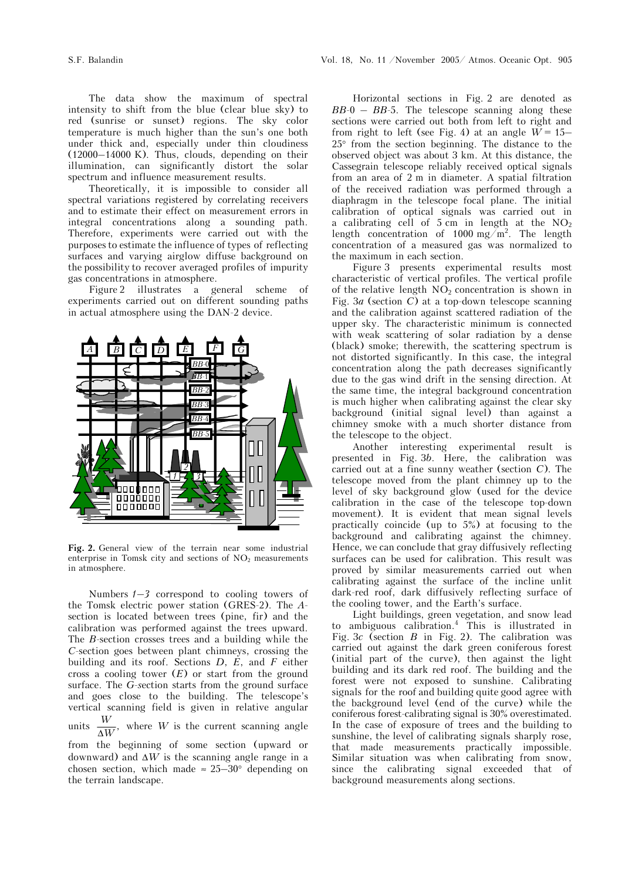The data show the maximum of spectral intensity to shift from the blue (clear blue sky) to red (sunrise or sunset) regions. The sky color temperature is much higher than the sun's one both under thick and, especially under thin cloudiness (12000–14000 K). Thus, clouds, depending on their illumination, can significantly distort the solar spectrum and influence measurement results.

Theoretically, it is impossible to consider all spectral variations registered by correlating receivers and to estimate their effect on measurement errors in integral concentrations along a sounding path. Therefore, experiments were carried out with the purposes to estimate the influence of types of reflecting surfaces and varying airglow diffuse background on the possibility to recover averaged profiles of impurity gas concentrations in atmosphere.

Figure 2 illustrates a general scheme of experiments carried out on different sounding paths in actual atmosphere using the DAN-2 device.

**Fig. 2.** General view of the terrain near some industrial enterprise in Tomsk city and sections of $NO_2$ measurements in atmosphere.

Numbers *1*–*3* correspond to cooling towers of the Tomsk electric power station (GRES-2). The *A*-section is located between trees (pine, fir) and the calibration was performed against the trees upward. The *B*-section crosses trees and a building while the *C*-section goes between plant chimneys, crossing the building and its roof. Sections *D*, *E*, and *F* either cross a cooling tower (*E*) or start from the ground surface. The *G*-section starts from the ground surface and goes close to the building. The telescope's vertical scanning field is given in relative angular units $\frac{W}{\Delta W}$, where $W$ is the current scanning angle from the beginning of some section (upward or downward) and $\Delta W$ is the scanning angle range in a chosen section, which made $\approx 25$–$30°$ depending on the terrain landscape.

Horizontal sections in Fig. 2 are denoted as *BB*-0 – *BB*-5. The telescope scanning along these sections were carried out both from left to right and from right to left (see Fig. 4) at an angle $W = 15$–$25°$ from the section beginning. The distance to the observed object was about 3 km. At this distance, the Cassegrain telescope reliably received optical signals from an area of 2 m in diameter. A spatial filtration of the received radiation was performed through a diaphragm in the telescope focal plane. The initial calibration of optical signals was carried out in a calibrating cell of 5 cm in length at the $NO_2$ length concentration of 1000 mg/m$^2$. The length concentration of a measured gas was normalized to the maximum in each section.

Figure 3 presents experimental results most characteristic of vertical profiles. The vertical profile of the relative length $NO_2$ concentration is shown in Fig. 3*a* (section *C*) at a top-down telescope scanning and the calibration against scattered radiation of the upper sky. The characteristic minimum is connected with weak scattering of solar radiation by a dense (black) smoke; therewith, the scattering spectrum is not distorted significantly. In this case, the integral concentration along the path decreases significantly due to the gas wind drift in the sensing direction. At the same time, the integral background concentration is much higher when calibrating against the clear sky background (initial signal level) than against a chimney smoke with a much shorter distance from the telescope to the object.

Another interesting experimental result is presented in Fig. 3*b*. Here, the calibration was carried out at a fine sunny weather (section *C*). The telescope moved from the plant chimney up to the level of sky background glow (used for the device calibration in the case of the telescope top-down movement). It is evident that mean signal levels practically coincide (up to 5%) at focusing to the background and calibrating against the chimney. Hence, we can conclude that gray diffusively reflecting surfaces can be used for calibration. This result was proved by similar measurements carried out when calibrating against the surface of the incline unlit dark-red roof, dark diffusively reflecting surface of the cooling tower, and the Earth's surface.

Light buildings, green vegetation, and snow lead to ambiguous calibration.[4] This is illustrated in Fig. 3*c* (section *B* in Fig. 2). The calibration was carried out against the dark green coniferous forest (initial part of the curve), then against the light building and its dark red roof. The building and the forest were not exposed to sunshine. Calibrating signals for the roof and building quite good agree with the background level (end of the curve) while the coniferous forest-calibrating signal is 30% overestimated. In the case of exposure of trees and the building to sunshine, the level of calibrating signals sharply rose, that made measurements practically impossible. Similar situation was when calibrating from snow, since the calibrating signal exceeded that of background measurements along sections.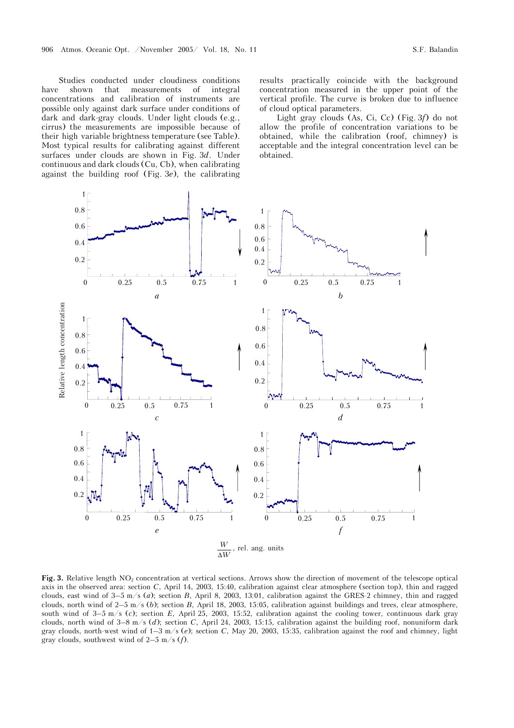Studies conducted under cloudiness conditions have shown that measurements of integral concentrations and calibration of instruments are possible only against dark surface under conditions of dark and dark-gray clouds. Under light clouds (e.g., cirrus) the measurements are impossible because of their high variable brightness temperature (see Table). Most typical results for calibrating against different surfaces under clouds are shown in Fig. 3*d*. Under continuous and dark clouds (Cu, Cb), when calibrating against the building roof (Fig. 3*e*), the calibrating results practically coincide with the background concentration measured in the upper point of the vertical profile. The curve is broken due to influence of cloud optical parameters.

Light gray clouds (As, Ci, Cc) (Fig. 3*f*) do not allow the profile of concentration variations to be obtained, while the calibration (roof, chimney) is acceptable and the integral concentration level can be obtained.

**Fig. 3.** Relative length $NO_2$ concentration at vertical sections. Arrows show the direction of movement of the telescope optical axis in the observed area: section *C*, April 14, 2003, 15:40, calibration against clear atmosphere (section top), thin and ragged clouds, east wind of 3–5 m/s (*a*); section *B*, April 8, 2003, 13:01, calibration against the GRES-2 chimney, thin and ragged clouds, north wind of 2–5 m/s (*b*); section *B*, April 18, 2003, 15:05, calibration against buildings and trees, clear atmosphere, south wind of 3–5 m/s (*c*); section *E*, April 25, 2003, 15:52, calibration against the cooling tower, continuous dark gray clouds, north wind of 3–8 m/s (*d*); section *C*, April 24, 2003, 15:15, calibration against the building roof, nonuniform dark gray clouds, north-west wind of 1–3 m/s (*e*); section *C*, May 20, 2003, 15:35, calibration against the roof and chimney, light gray clouds, southwest wind of 2–5 m/s (*f*).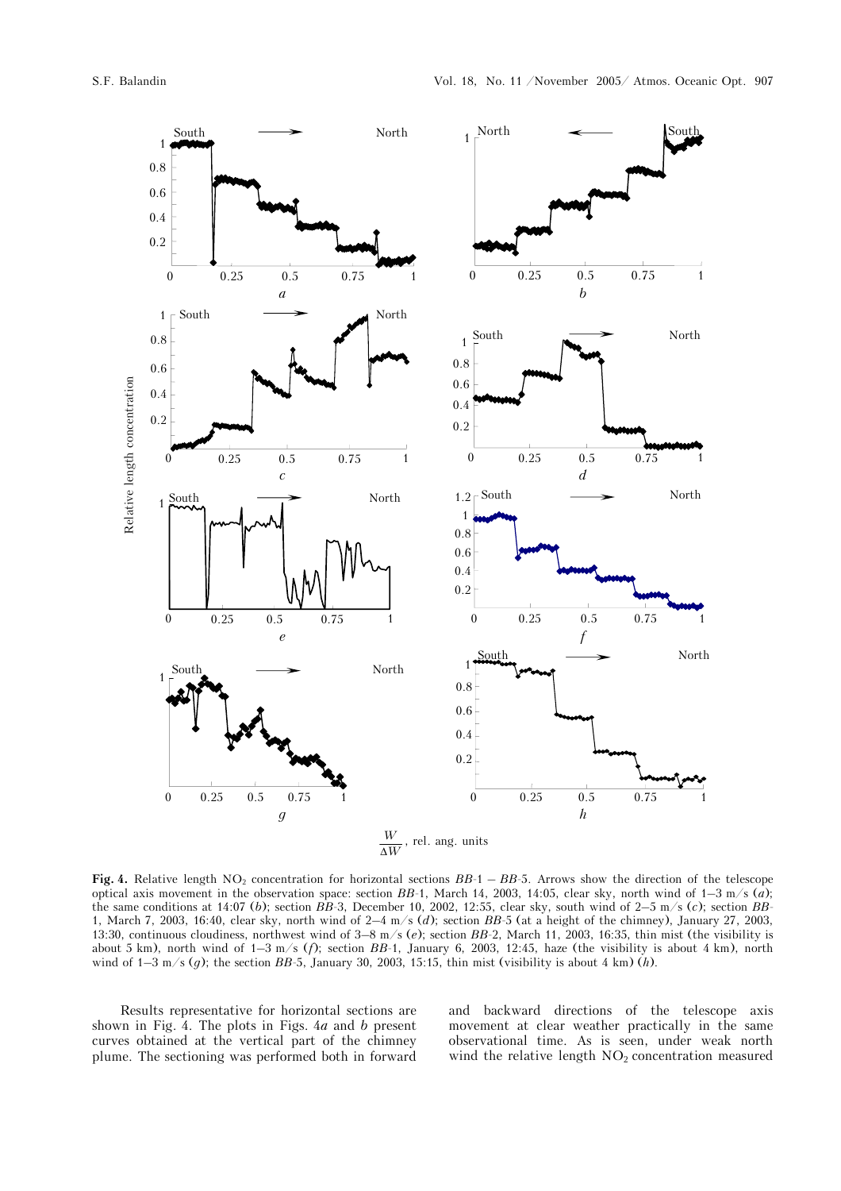**Fig. 4.** Relative length $NO_2$ concentration for horizontal sections *BB*-1 – *BB*-5. Arrows show the direction of the telescope optical axis movement in the observation space: section *BB*-1, March 14, 2003, 14:05, clear sky, north wind of 1–3 m/s (*a*); the same conditions at 14:07 (*b*); section *BB*-3, December 10, 2002, 12:55, clear sky, south wind of 2–5 m/s (*c*); section *BB*-1, March 7, 2003, 16:40, clear sky, north wind of 2–4 m/s (*d*); section *BB*-5 (at a height of the chimney), January 27, 2003, 13:30, continuous cloudiness, northwest wind of 3–8 m/s (*e*); section *BB*-2, March 11, 2003, 16:35, thin mist (the visibility is about 5 km), north wind of 1–3 m/s (*f*); section *BB*-1, January 6, 2003, 12:45, haze (the visibility is about 4 km), north wind of 1–3 m/s (*g*); the section *BB*-5, January 30, 2003, 15:15, thin mist (visibility is about 4 km) (*h*).

Results representative for horizontal sections are shown in Fig. 4. The plots in Figs. 4*a* and *b* present curves obtained at the vertical part of the chimney plume. The sectioning was performed both in forward and backward directions of the telescope axis movement at clear weather practically in the same observational time. As is seen, under weak north wind the relative length $NO_2$ concentration measured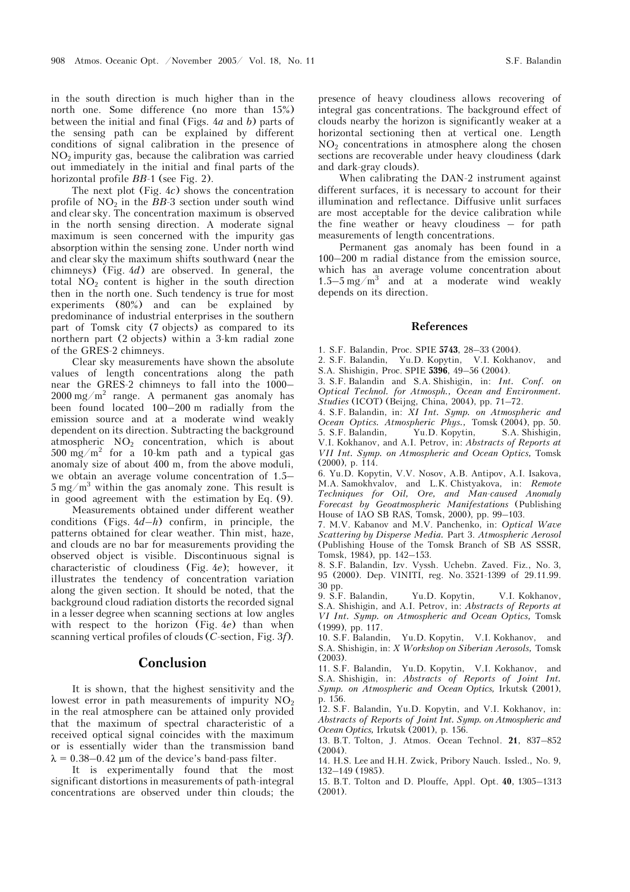in the south direction is much higher than in the north one. Some difference (no more than 15%) between the initial and final (Figs. 4*a* and *b*) parts of the sensing path can be explained by different conditions of signal calibration in the presence of $NO_2$ impurity gas, because the calibration was carried out immediately in the initial and final parts of the horizontal profile *BB*-1 (see Fig. 2).

The next plot (Fig. 4*c*) shows the concentration profile of $NO_2$ in the *BB*-3 section under south wind and clear sky. The concentration maximum is observed in the north sensing direction. A moderate signal maximum is seen concerned with the impurity gas absorption within the sensing zone. Under north wind and clear sky the maximum shifts southward (near the chimneys) (Fig. 4*d*) are observed. In general, the total $NO_2$ content is higher in the south direction then in the north one. Such tendency is true for most experiments (80%) and can be explained by predominance of industrial enterprises in the southern part of Tomsk city (7 objects) as compared to its northern part (2 objects) within a 3-km radial zone of the GRES-2 chimneys.

Clear sky measurements have shown the absolute values of length concentrations along the path near the GRES-2 chimneys to fall into the 1000–2000 $mg/m^2$ range. A permanent gas anomaly has been found located 100–200 m radially from the emission source and at a moderate wind weakly dependent on its direction. Subtracting the background atmospheric $NO_2$ concentration, which is about 500 $mg/m^2$ for a 10-km path and a typical gas anomaly size of about 400 m, from the above moduli, we obtain an average volume concentration of 1.5–5 $mg/m^3$ within the gas anomaly zone. This result is in good agreement with the estimation by Eq. (9).

Measurements obtained under different weather conditions (Figs. 4*d*–*h*) confirm, in principle, the patterns obtained for clear weather. Thin mist, haze, and clouds are no bar for measurements providing the observed object is visible. Discontinuous signal is characteristic of cloudiness (Fig. 4*e*); however, it illustrates the tendency of concentration variation along the given section. It should be noted, that the background cloud radiation distorts the recorded signal in a lesser degree when scanning sections at low angles with respect to the horizon (Fig. 4*e*) than when scanning vertical profiles of clouds (*C*-section, Fig. 3*f*).

## Conclusion

It is shown, that the highest sensitivity and the lowest error in path measurements of impurity $NO_2$ in the real atmosphere can be attained only provided that the maximum of spectral characteristic of a received optical signal coincides with the maximum or is essentially wider than the transmission band $\lambda = 0.38–0.42$ μm of the device's band-pass filter.

It is experimentally found that the most significant distortions in measurements of path-integral concentrations are observed under thin clouds; the presence of heavy cloudiness allows recovering of integral gas concentrations. The background effect of clouds nearby the horizon is significantly weaker at a horizontal sectioning then at vertical one. Length $NO_2$ concentrations in atmosphere along the chosen sections are recoverable under heavy cloudiness (dark and dark-gray clouds).

When calibrating the DAN-2 instrument against different surfaces, it is necessary to account for their illumination and reflectance. Diffusive unlit surfaces are most acceptable for the device calibration while the fine weather or heavy cloudiness – for path measurements of length concentrations.

Permanent gas anomaly has been found in a 100–200 m radial distance from the emission source, which has an average volume concentration about 1.5–5 $mg/m^3$ and at a moderate wind weakly depends on its direction.

## References

1. S.F. Balandin, Proc. SPIE **5743**, 28–33 (2004).
2. S.F. Balandin, Yu.D. Kopytin, V.I. Kokhanov, and S.A. Shishigin, Proc. SPIE **5396**, 49–56 (2004).
3. S.F. Balandin and S.A. Shishigin, in: *Int. Conf. on Optical Technol. for Atmosph., Ocean and Environment. Studies* (ICOT) (Beijng, China, 2004), pp. 71–72.
4. S.F. Balandin, in: *XI Int. Symp. on Atmospheric and Ocean Optics. Atmospheric Phys.*, Tomsk (2004), pp. 50.
5. S.F. Balandin, Yu.D. Kopytin, S.A. Shishigin, V.I. Kokhanov, and A.I. Petrov, in: *Abstracts of Reports at VII Int. Symp. on Atmospheric and Ocean Optics,* Tomsk (2000), p. 114.
6. Yu.D. Kopytin, V.V. Nosov, A.B. Antipov, A.I. Isakova, M.A. Samokhvalov, and L.K. Chistyakova, in: *Remote Techniques for Oil, Ore, and Man-caused Anomaly Forecast by Geoatmospheric Manifestations* (Publishing House of IAO SB RAS, Tomsk, 2000), pp. 99–103.
7. M.V. Kabanov and M.V. Panchenko, in: *Optical Wave Scattering by Disperse Media.* Part 3. *Atmospheric Aerosol* (Publishing House of the Tomsk Branch of SB AS SSSR, Tomsk, 1984), pp. 142–153.
8. S.F. Balandin, Izv. Vyssh. Uchebn. Zaved. Fiz., No. 3, 95 (2000). Dep. VINITI, reg. No. 3521-1399 of 29.11.99. 30 pp.
9. S.F. Balandin, Yu.D. Kopytin, V.I. Kokhanov, S.A. Shishigin, and A.I. Petrov, in: *Abstracts of Reports at VI Int. Symp. on Atmospheric and Ocean Optics,* Tomsk (1999), pp. 117.
10. S.F. Balandin, Yu.D. Kopytin, V.I. Kokhanov, and S.A. Shishigin, in: *X Workshop on Siberian Aerosols,* Tomsk (2003).
11. S.F. Balandin, Yu.D. Kopytin, V.I. Kokhanov, and S.A. Shishigin, in: *Abstracts of Reports of Joint Int. Symp. on Atmospheric and Ocean Optics,* Irkutsk (2001), p. 156.
12. S.F. Balandin, Yu.D. Kopytin, and V.I. Kokhanov, in: *Abstracts of Reports of Joint Int. Symp. on Atmospheric and Ocean Optics,* Irkutsk (2001), p. 156.
13. B.T. Tolton, J. Atmos. Ocean Technol. **21**, 837–852 (2004).
14. H.S. Lee and H.H. Zwick, Pribory Nauch. Issled., No. 9, 132–149 (1985).
15. B.T. Tolton and D. Plouffe, Appl. Opt. **40**, 1305–1313 (2001).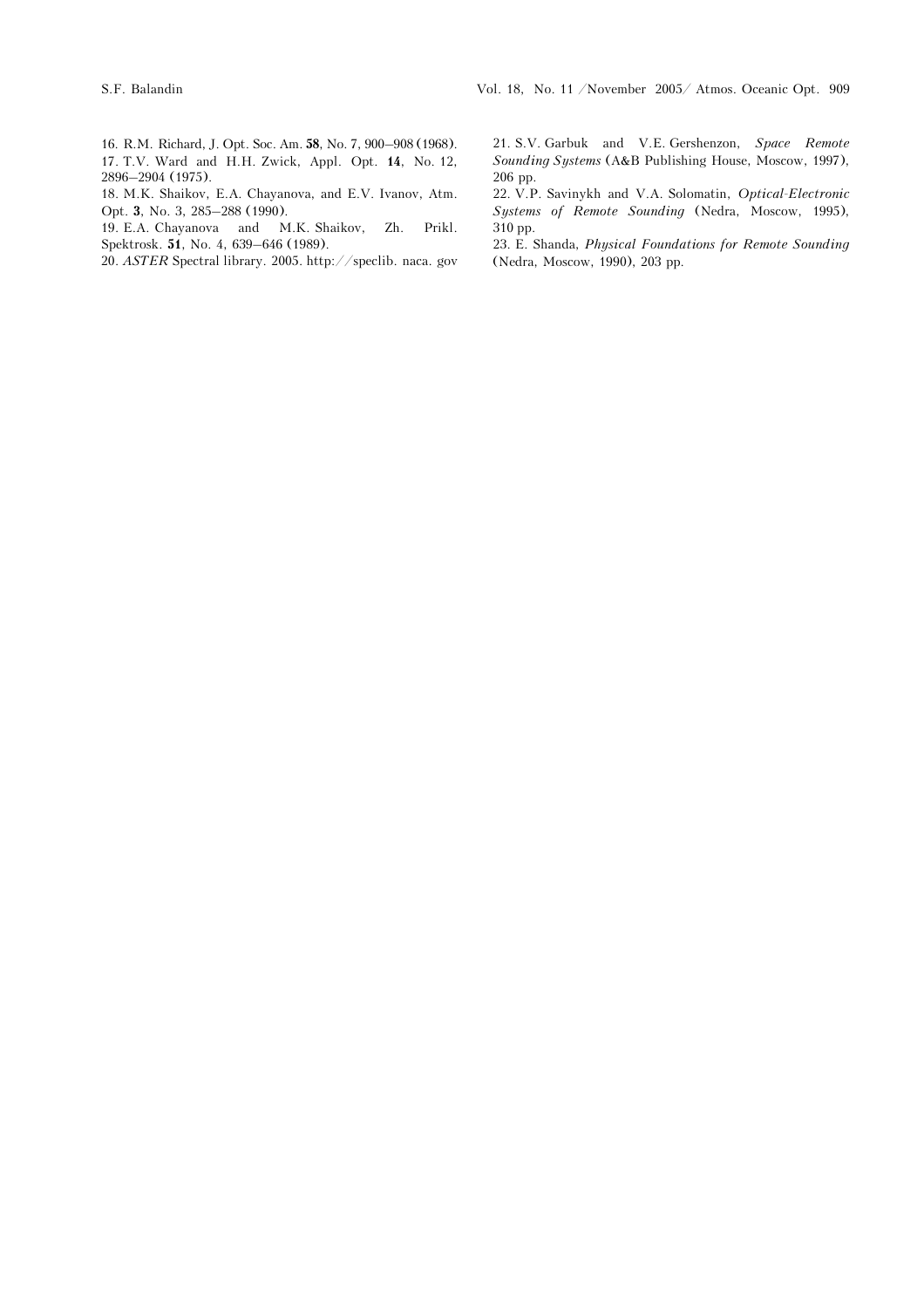16. R.M. Richard, J. Opt. Soc. Am. **58**, No. 7, 900–908 (1968).

17. T.V. Ward and H.H. Zwick, Appl. Opt. **14**, No. 12, 2896–2904 (1975).

18. M.K. Shaikov, E.A. Chayanova, and E.V. Ivanov, Atm. Opt. **3**, No. 3, 285–288 (1990).

19. E.A. Chayanova and M.K. Shaikov, Zh. Prikl. Spektrosk. **51**, No. 4, 639–646 (1989).

20. *ASTER* Spectral library. 2005. http://speclib. naca. gov

21. S.V. Garbuk and V.E. Gershenzon, *Space Remote Sounding Systems* (A&B Publishing House, Moscow, 1997), 206 pp.

22. V.P. Savinykh and V.A. Solomatin, *Optical-Electronic Systems of Remote Sounding* (Nedra, Moscow, 1995), 310 pp.

23. E. Shanda, *Physical Foundations for Remote Sounding* (Nedra, Moscow, 1990), 203 pp.